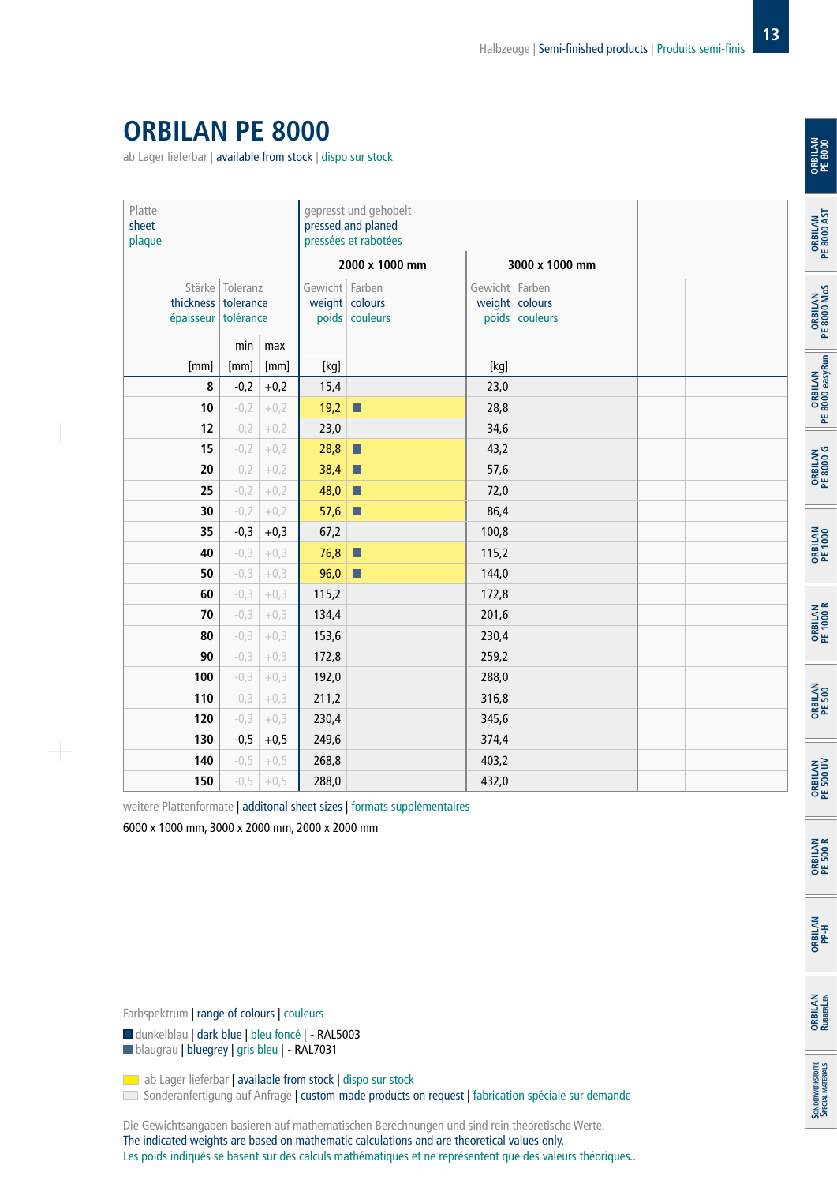# ORBILAN PE 8000

ab Lager lieferbar | available from stock | dispo sur stock

| Platte sheet plaque | | | gepresst und gehobelt pressed and planed pressées et rabotées | | | |
|---|---|---|---|---|---|---|
| | | | 2000 x 1000 mm | | 3000 x 1000 mm | |
| Stärke thickness épaisseur | Toleranz tolerance tolérance | | Gewicht weight poids | Farben colours couleurs | Gewicht weight poids | Farben colours couleurs |
| | min | max | | | | |
| [mm] | [mm] | [mm] | [kg] | | [kg] | |
| 8 | -0,2 | +0,2 | 15,4 | | 23,0 | |
| 10 | -0,2 | +0,2 | 19,2 | ■ | 28,8 | |
| 12 | -0,2 | +0,2 | 23,0 | | 34,6 | |
| 15 | -0,2 | +0,2 | 28,8 | ■ | 43,2 | |
| 20 | -0,2 | +0,2 | 38,4 | ■ | 57,6 | |
| 25 | -0,2 | +0,2 | 48,0 | ■ | 72,0 | |
| 30 | -0,2 | +0,2 | 57,6 | ■ | 86,4 | |
| 35 | -0,3 | +0,3 | 67,2 | | 100,8 | |
| 40 | -0,3 | +0,3 | 76,8 | ■ | 115,2 | |
| 50 | -0,3 | +0,3 | 96,0 | ■ | 144,0 | |
| 60 | -0,3 | +0,3 | 115,2 | | 172,8 | |
| 70 | -0,3 | +0,3 | 134,4 | | 201,6 | |
| 80 | -0,3 | +0,3 | 153,6 | | 230,4 | |
| 90 | -0,3 | +0,3 | 172,8 | | 259,2 | |
| 100 | -0,3 | +0,3 | 192,0 | | 288,0 | |
| 110 | -0,3 | +0,3 | 211,2 | | 316,8 | |
| 120 | -0,3 | +0,3 | 230,4 | | 345,6 | |
| 130 | -0,5 | +0,5 | 249,6 | | 374,4 | |
| 140 | -0,5 | +0,5 | 268,8 | | 403,2 | |
| 150 | -0,5 | +0,5 | 288,0 | | 432,0 | |

weitere Plattenformate | additonal sheet sizes | formats supplémentaires

6000 x 1000 mm, 3000 x 2000 mm, 2000 x 2000 mm

Farbspektrum | range of colours | couleurs

■ dunkelblau | dark blue | bleu foncé | ~RAL5003
■ blaugrau | bluegrey | gris bleu | ~RAL7031

ab Lager lieferbar | available from stock | dispo sur stock
Sonderanfertigung auf Anfrage | custom-made products on request | fabrication spéciale sur demande

Die Gewichtsangaben basieren auf mathematischen Berechnungen und sind rein theoretische Werte.
The indicated weights are based on mathematic calculations and are theoretical values only.
Les poids indiqués se basent sur des calculs mathématiques et ne représentent que des valeurs théoriques..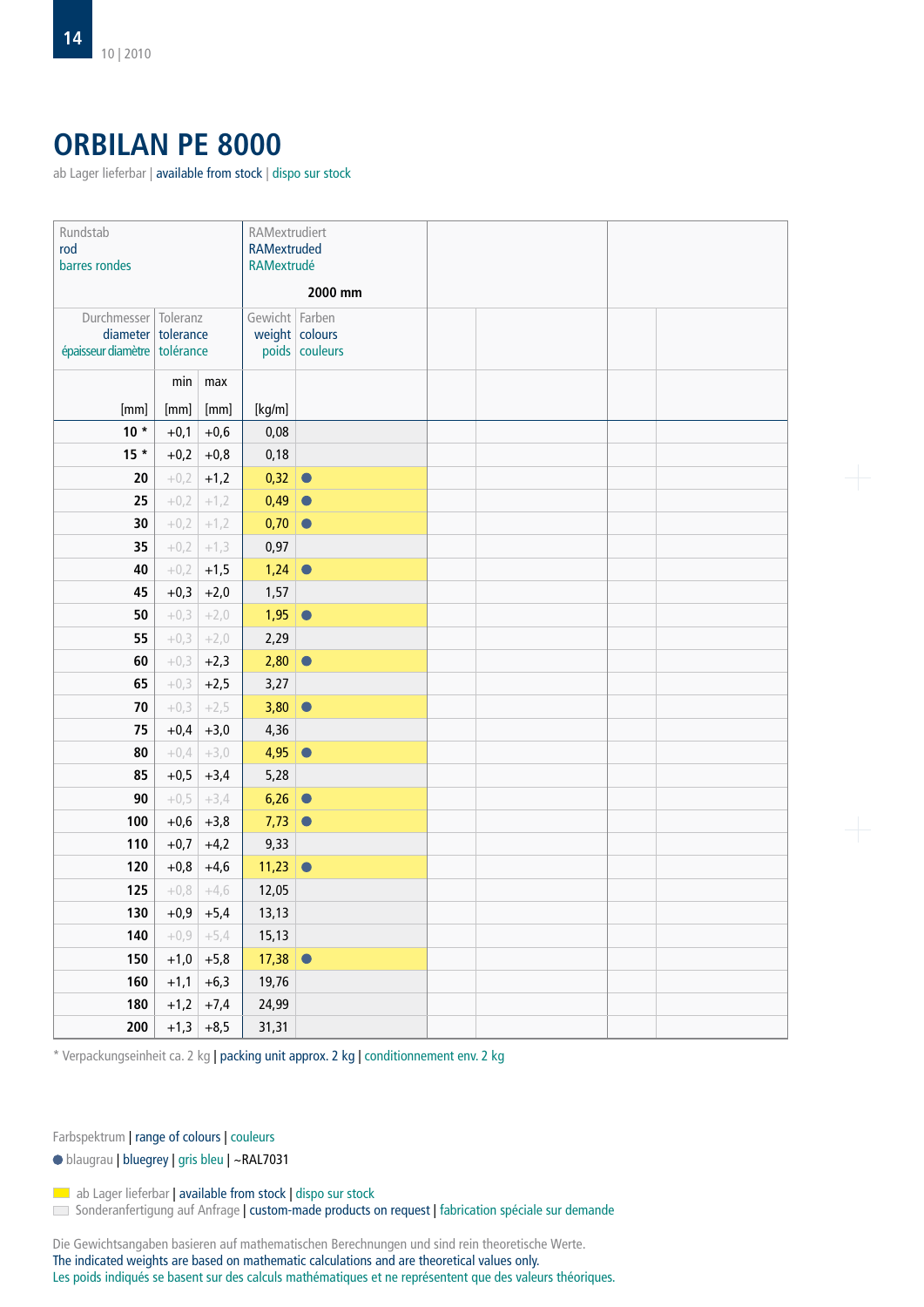# ORBILAN PE 8000

ab Lager lieferbar | available from stock | dispo sur stock

| Rundstab rod barres rondes | | | RAMextrudiert RAMextruded RAMextrudé 2000 mm | | | | | |
|---|---|---|---|---|---|---|---|---|
| Durchmesser diameter épaisseur diamètre | Toleranz tolerance tolérance | | Gewicht weight poids | Farben colours couleurs | | | | |
| | min | max | | | | | | |
| [mm] | [mm] | [mm] | [kg/m] | | | | | |
| 10 * | +0,1 | +0,6 | 0,08 | | | | | |
| 15 * | +0,2 | +0,8 | 0,18 | | | | | |
| 20 | +0,2 | +1,2 | 0,32 | ● | | | | |
| 25 | +0,2 | +1,2 | 0,49 | ● | | | | |
| 30 | +0,2 | +1,2 | 0,70 | ● | | | | |
| 35 | +0,2 | +1,3 | 0,97 | | | | | |
| 40 | +0,2 | +1,5 | 1,24 | ● | | | | |
| 45 | +0,3 | +2,0 | 1,57 | | | | | |
| 50 | +0,3 | +2,0 | 1,95 | ● | | | | |
| 55 | +0,3 | +2,0 | 2,29 | | | | | |
| 60 | +0,3 | +2,3 | 2,80 | ● | | | | |
| 65 | +0,3 | +2,5 | 3,27 | | | | | |
| 70 | +0,3 | +2,5 | 3,80 | ● | | | | |
| 75 | +0,4 | +3,0 | 4,36 | | | | | |
| 80 | +0,4 | +3,0 | 4,95 | ● | | | | |
| 85 | +0,5 | +3,4 | 5,28 | | | | | |
| 90 | +0,5 | +3,4 | 6,26 | ● | | | | |
| 100 | +0,6 | +3,8 | 7,73 | ● | | | | |
| 110 | +0,7 | +4,2 | 9,33 | | | | | |
| 120 | +0,8 | +4,6 | 11,23 | ● | | | | |
| 125 | +0,8 | +4,6 | 12,05 | | | | | |
| 130 | +0,9 | +5,4 | 13,13 | | | | | |
| 140 | +0,9 | +5,4 | 15,13 | | | | | |
| 150 | +1,0 | +5,8 | 17,38 | ● | | | | |
| 160 | +1,1 | +6,3 | 19,76 | | | | | |
| 180 | +1,2 | +7,4 | 24,99 | | | | | |
| 200 | +1,3 | +8,5 | 31,31 | | | | | |

* Verpackungseinheit ca. 2 kg | packing unit approx. 2 kg | conditionnement env. 2 kg

Farbspektrum | range of colours | couleurs

● blaugrau | bluegrey | gris bleu | ~RAL7031

ab Lager lieferbar | available from stock | dispo sur stock (yellow)
Sonderanfertigung auf Anfrage | custom-made products on request | fabrication spéciale sur demande (grey)

Die Gewichtsangaben basieren auf mathematischen Berechnungen und sind rein theoretische Werte.
The indicated weights are based on mathematic calculations and are theoretical values only.
Les poids indiqués se basent sur des calculs mathématiques et ne représentent que des valeurs théoriques.